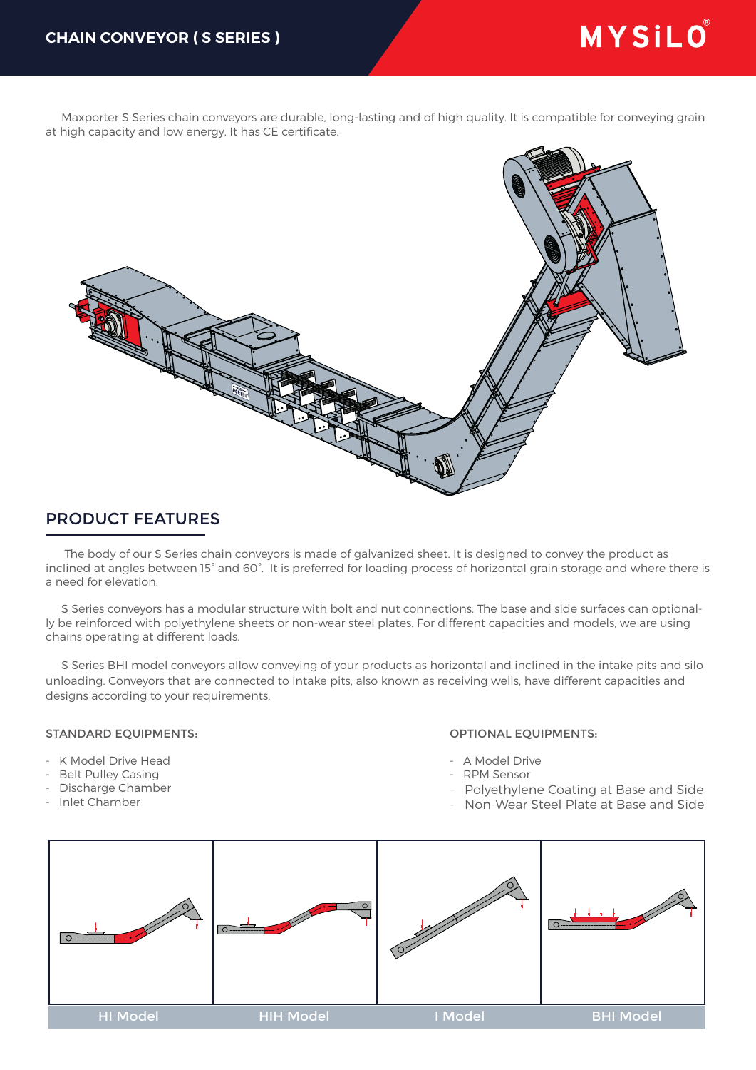# CHAIN CONVEYOR ( S SERIES )

Maxporter S Series chain conveyors are durable, long-lasting and of high quality. It is compatible for conveying grain at high capacity and low energy. It has CE certificate.

## PRODUCT FEATURES

The body of our S Series chain conveyors is made of galvanized sheet. It is designed to convey the product as inclined at angles between 15˚ and 60˚. It is preferred for loading process of horizontal grain storage and where there is a need for elevation.

S Series conveyors has a modular structure with bolt and nut connections. The base and side surfaces can optionally be reinforced with polyethylene sheets or non-wear steel plates. For different capacities and models, we are using chains operating at different loads.

S Series BHI model conveyors allow conveying of your products as horizontal and inclined in the intake pits and silo unloading. Conveyors that are connected to intake pits, also known as receiving wells, have different capacities and designs according to your requirements.

### STANDARD EQUIPMENTS:

- K Model Drive Head
- Belt Pulley Casing
- Discharge Chamber
- Inlet Chamber

### OPTIONAL EQUIPMENTS:

- A Model Drive
- RPM Sensor
- Polyethylene Coating at Base and Side
- Non-Wear Steel Plate at Base and Side

| HI Model | HIH Model | I Model | BHI Model |
|---|---|---|---|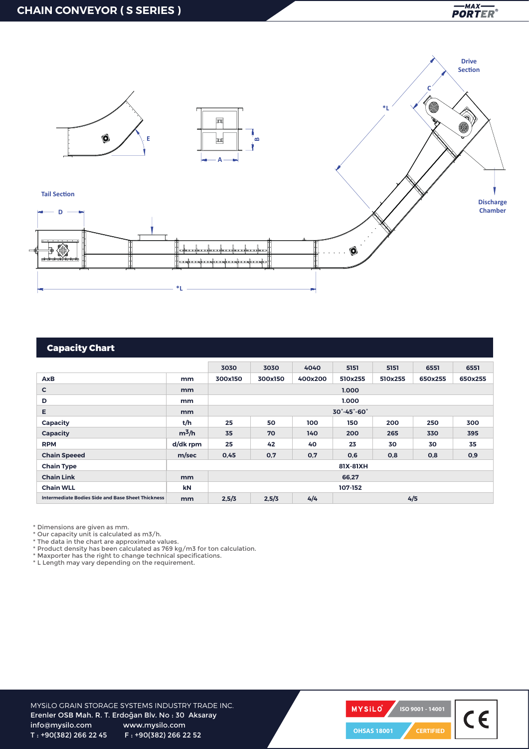# CHAIN CONVEYOR ( S SERIES )

Drive Section

C

*L

E

B

A

Tail Section

D

Discharge Chamber

*L

## Capacity Chart

| | | 3030 | 3030 | 4040 | 5151 | 5151 | 6551 | 6551 |
|---|---|---|---|---|---|---|---|---|
| **AxB** | mm | 300x150 | 300x150 | 400x200 | 510x255 | 510x255 | 650x255 | 650x255 |
| **C** | mm | 1.000 | | | | | | |
| **D** | mm | 1.000 | | | | | | |
| **E** | mm | 30˚-45˚-60˚ | | | | | | |
| **Capacity** | t/h | 25 | 50 | 100 | 150 | 200 | 250 | 300 |
| **Capacity** | $m^3$/h | 35 | 70 | 140 | 200 | 265 | 330 | 395 |
| **RPM** | d/dk rpm | 25 | 42 | 40 | 23 | 30 | 30 | 35 |
| **Chain Speeed** | m/sec | 0,45 | 0,7 | 0,7 | 0,6 | 0,8 | 0,8 | 0,9 |
| **Chain Type** | 81X-81XH | | | | | | | |
| **Chain Link** | mm | 66,27 | | | | | | |
| **Chain WLL** | kN | 107-152 | | | | | | |
| **Intermediate Bodies Side and Base Sheet Thickness** | mm | 2,5/3 | 2,5/3 | 4/4 | 4/5 | | | |

* Dimensions are given as mm.
* Our capacity unit is calculated as m3/h.
* The data in the chart are approximate values.
* Product density has been calculated as 769 kg/m3 for ton calculation.
* Maxporter has the right to change technical specifications.
* L Length may vary depending on the requirement.

MYSiLO GRAIN STORAGE SYSTEMS INDUSTRY TRADE INC.
Erenler OSB Mah. R. T. Erdoğan Blv. No : 30 Aksaray
info@mysilo.com www.mysilo.com
T : +90(382) 266 22 45 F : +90(382) 266 22 52

MYSiLO ISO 9001 - 14001 OHSAS 18001 CERTIFIED